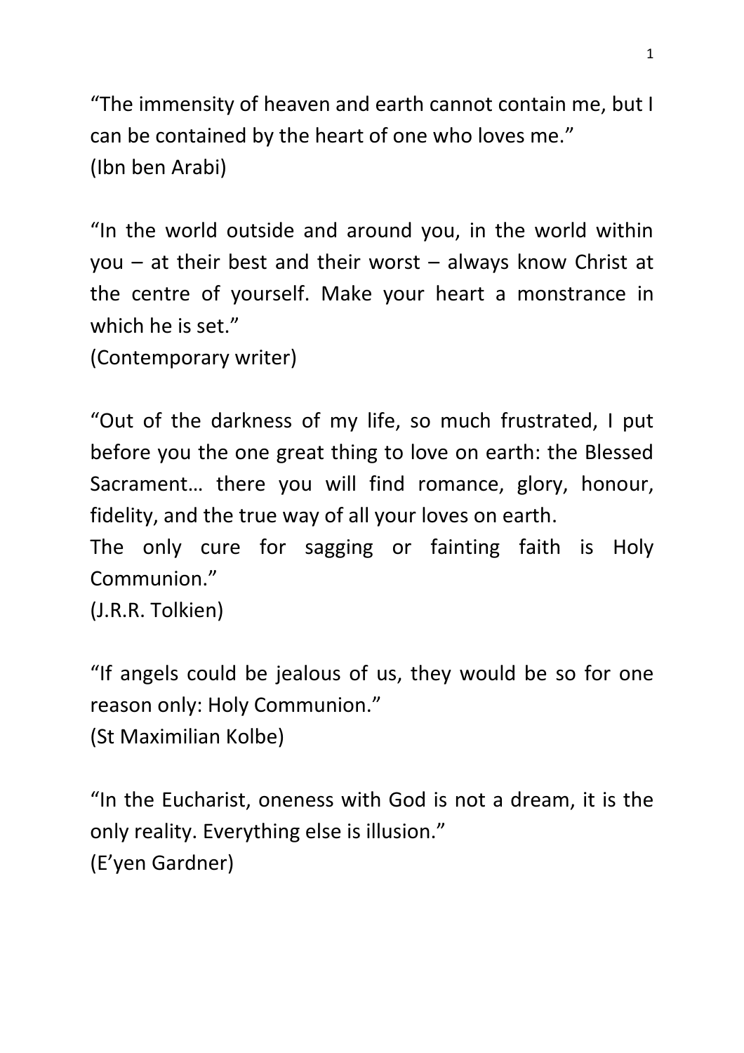"The immensity of heaven and earth cannot contain me, but I can be contained by the heart of one who loves me."
(Ibn ben Arabi)

"In the world outside and around you, in the world within you – at their best and their worst – always know Christ at the centre of yourself. Make your heart a monstrance in which he is set."
(Contemporary writer)

"Out of the darkness of my life, so much frustrated, I put before you the one great thing to love on earth: the Blessed Sacrament… there you will find romance, glory, honour, fidelity, and the true way of all your loves on earth.
The only cure for sagging or fainting faith is Holy Communion."
(J.R.R. Tolkien)

"If angels could be jealous of us, they would be so for one reason only: Holy Communion."
(St Maximilian Kolbe)

"In the Eucharist, oneness with God is not a dream, it is the only reality. Everything else is illusion."
(E'yen Gardner)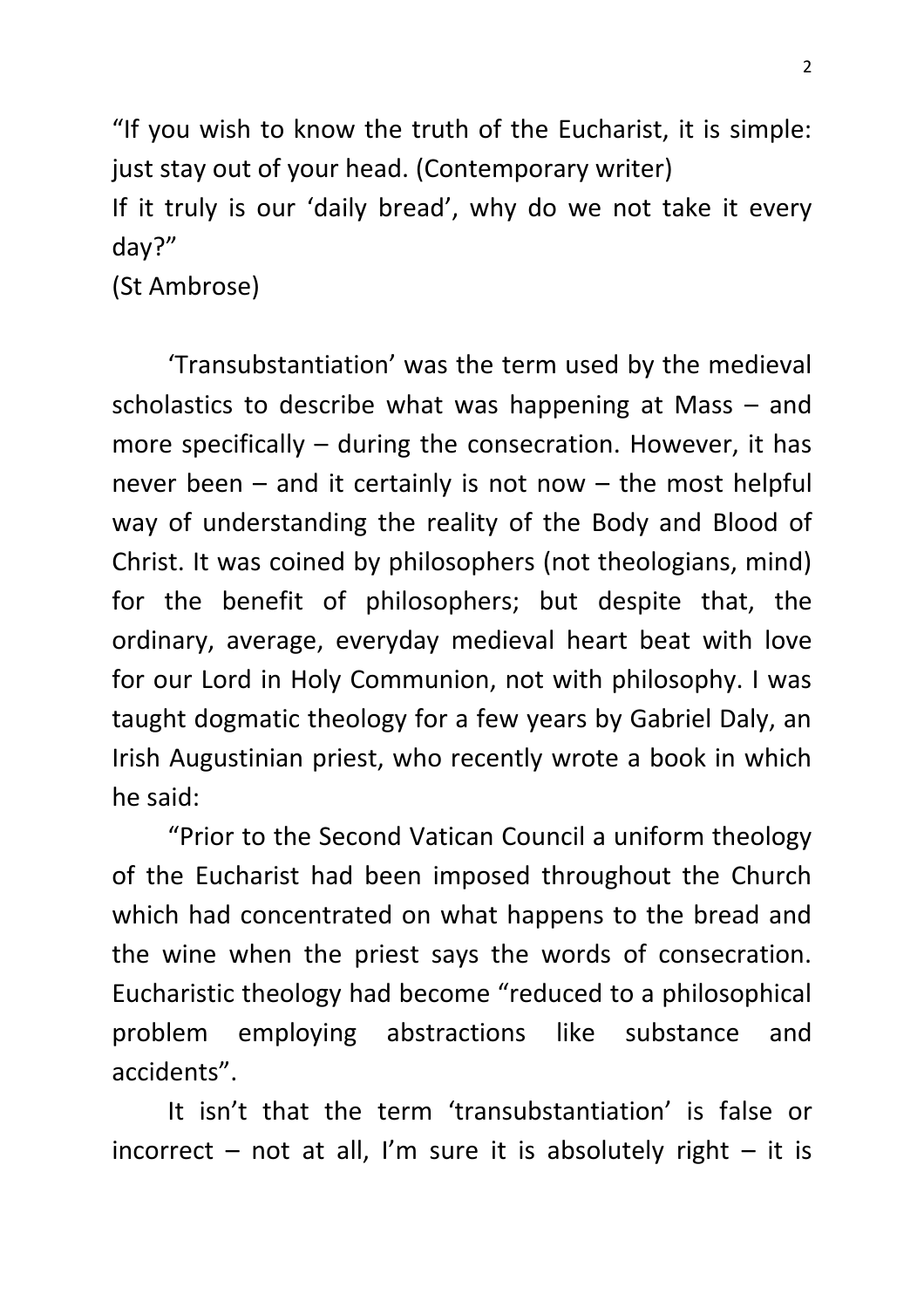"If you wish to know the truth of the Eucharist, it is simple: just stay out of your head. (Contemporary writer)
If it truly is our 'daily bread', why do we not take it every day?"
(St Ambrose)

'Transubstantiation' was the term used by the medieval scholastics to describe what was happening at Mass – and more specifically – during the consecration. However, it has never been – and it certainly is not now – the most helpful way of understanding the reality of the Body and Blood of Christ. It was coined by philosophers (not theologians, mind) for the benefit of philosophers; but despite that, the ordinary, average, everyday medieval heart beat with love for our Lord in Holy Communion, not with philosophy. I was taught dogmatic theology for a few years by Gabriel Daly, an Irish Augustinian priest, who recently wrote a book in which he said:

"Prior to the Second Vatican Council a uniform theology of the Eucharist had been imposed throughout the Church which had concentrated on what happens to the bread and the wine when the priest says the words of consecration. Eucharistic theology had become "reduced to a philosophical problem employing abstractions like substance and accidents".

It isn't that the term 'transubstantiation' is false or incorrect – not at all, I'm sure it is absolutely right – it is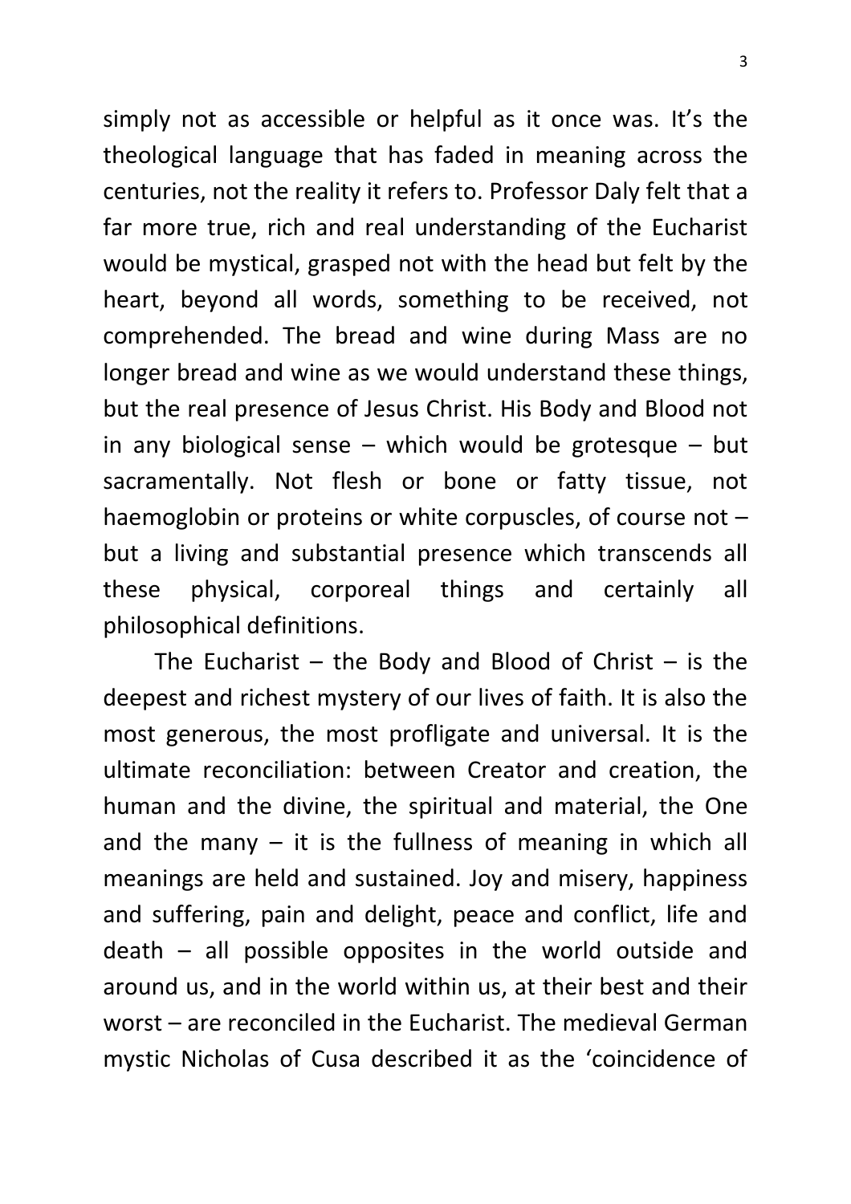simply not as accessible or helpful as it once was. It's the theological language that has faded in meaning across the centuries, not the reality it refers to. Professor Daly felt that a far more true, rich and real understanding of the Eucharist would be mystical, grasped not with the head but felt by the heart, beyond all words, something to be received, not comprehended. The bread and wine during Mass are no longer bread and wine as we would understand these things, but the real presence of Jesus Christ. His Body and Blood not in any biological sense – which would be grotesque – but sacramentally. Not flesh or bone or fatty tissue, not haemoglobin or proteins or white corpuscles, of course not – but a living and substantial presence which transcends all these physical, corporeal things and certainly all philosophical definitions.

The Eucharist – the Body and Blood of Christ – is the deepest and richest mystery of our lives of faith. It is also the most generous, the most profligate and universal. It is the ultimate reconciliation: between Creator and creation, the human and the divine, the spiritual and material, the One and the many – it is the fullness of meaning in which all meanings are held and sustained. Joy and misery, happiness and suffering, pain and delight, peace and conflict, life and death – all possible opposites in the world outside and around us, and in the world within us, at their best and their worst – are reconciled in the Eucharist. The medieval German mystic Nicholas of Cusa described it as the 'coincidence of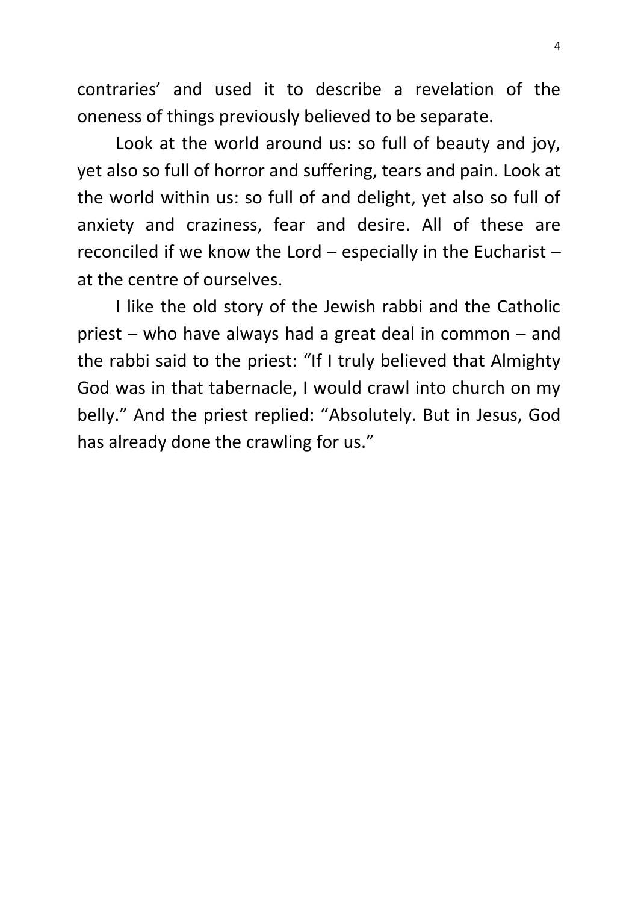contraries' and used it to describe a revelation of the oneness of things previously believed to be separate.

Look at the world around us: so full of beauty and joy, yet also so full of horror and suffering, tears and pain. Look at the world within us: so full of and delight, yet also so full of anxiety and craziness, fear and desire. All of these are reconciled if we know the Lord – especially in the Eucharist – at the centre of ourselves.

I like the old story of the Jewish rabbi and the Catholic priest – who have always had a great deal in common – and the rabbi said to the priest: "If I truly believed that Almighty God was in that tabernacle, I would crawl into church on my belly." And the priest replied: "Absolutely. But in Jesus, God has already done the crawling for us."